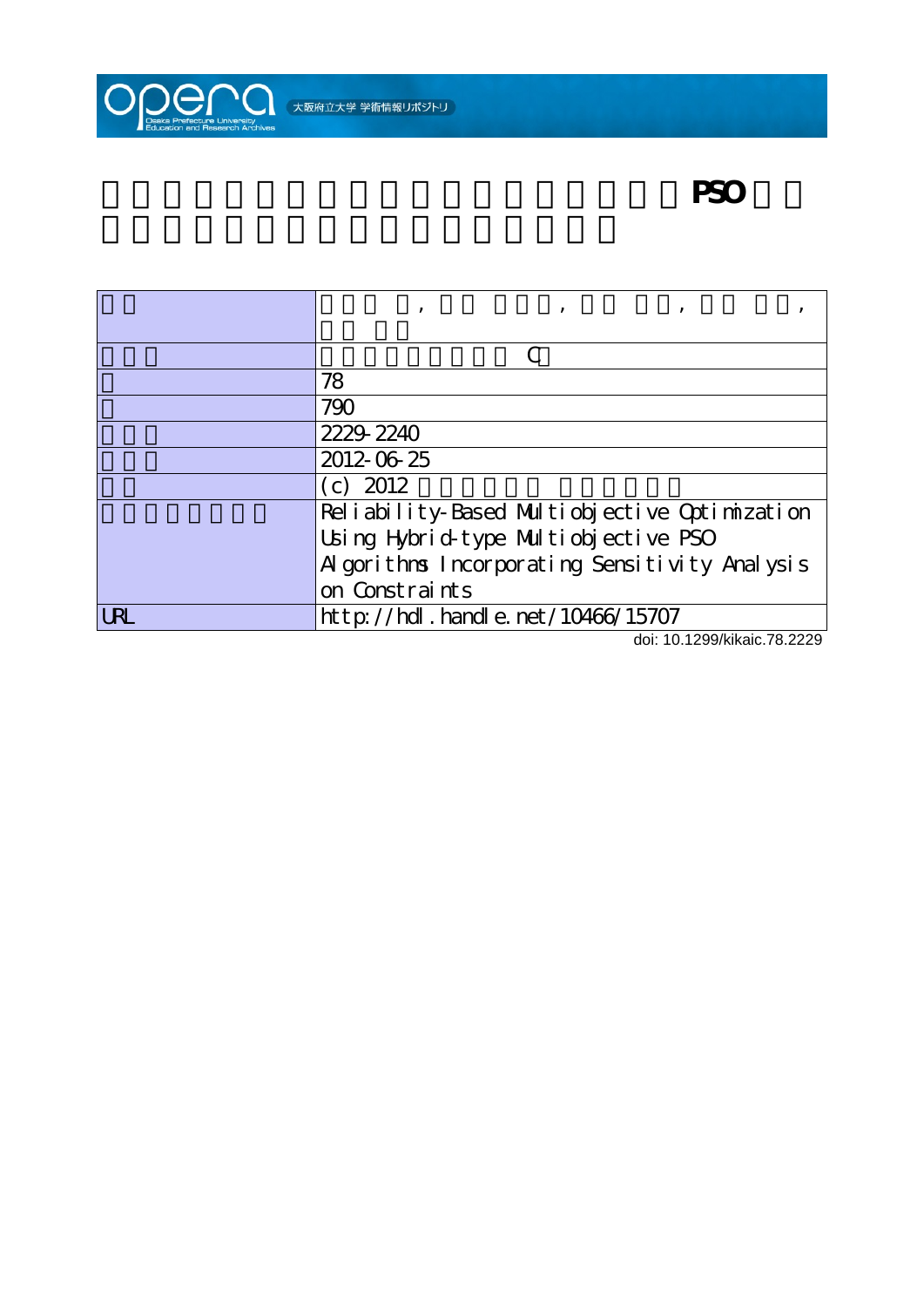

# **制約の感度を用いるハイブリッド型多目的PSO を利**

|                             | 78                                            |  |  |
|-----------------------------|-----------------------------------------------|--|--|
|                             | 790                                           |  |  |
|                             | 2229 2240                                     |  |  |
|                             | 2012-06-25                                    |  |  |
|                             | 2012<br>$\mathcal{C}$                         |  |  |
|                             | Reliability-Based Multiobjective Optimization |  |  |
|                             | Using Hybrid-type Multiobjective PSO          |  |  |
|                             | Algorithms Incorporating Sensitivity Analysis |  |  |
|                             | on Constraints                                |  |  |
| URL                         | $http$ ://hdl. handle. net/10466/15707        |  |  |
| doi: 10.1299/kikaic.78.2229 |                                               |  |  |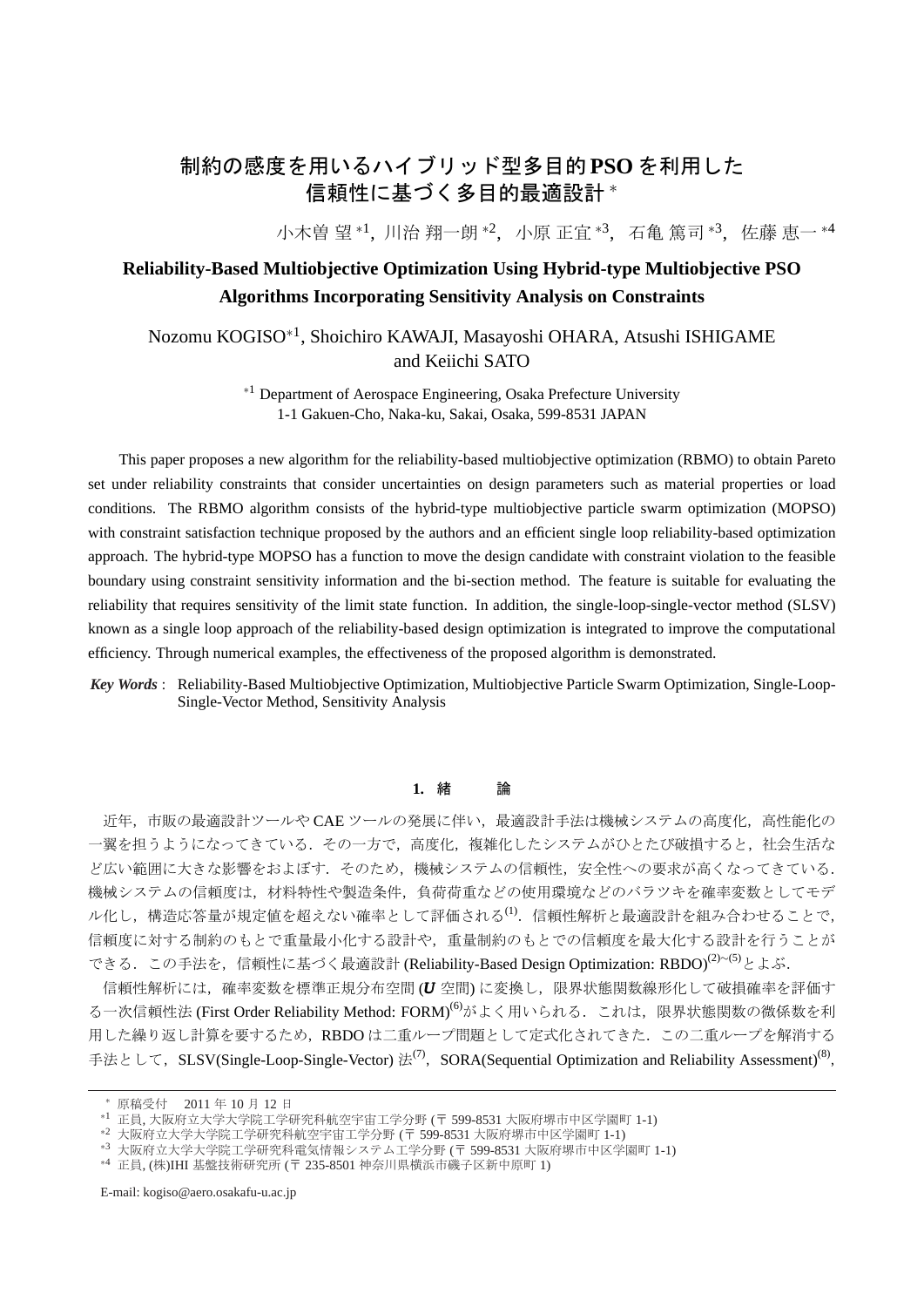## 制約の感度を用いるハイブリッド型多目的 **PSO** を利用した 信頼性に基づく多目的最適設計 <sup>∗</sup>

小木曽 望 \*1, 川治 翔一朗 \*2,小原 正宜 \*3,石亀 篤司 \*3,佐藤 恵一 \*4

### **Reliability-Based Multiobjective Optimization Using Hybrid-type Multiobjective PSO Algorithms Incorporating Sensitivity Analysis on Constraints**

Nozomu KOGISO∗<sup>1</sup> , Shoichiro KAWAJI, Masayoshi OHARA, Atsushi ISHIGAME and Keiichi SATO

> <sup>∗</sup><sup>1</sup> Department of Aerospace Engineering, Osaka Prefecture University 1-1 Gakuen-Cho, Naka-ku, Sakai, Osaka, 599-8531 JAPAN

This paper proposes a new algorithm for the reliability-based multiobjective optimization (RBMO) to obtain Pareto set under reliability constraints that consider uncertainties on design parameters such as material properties or load conditions. The RBMO algorithm consists of the hybrid-type multiobjective particle swarm optimization (MOPSO) with constraint satisfaction technique proposed by the authors and an efficient single loop reliability-based optimization approach. The hybrid-type MOPSO has a function to move the design candidate with constraint violation to the feasible boundary using constraint sensitivity information and the bi-section method. The feature is suitable for evaluating the reliability that requires sensitivity of the limit state function. In addition, the single-loop-single-vector method (SLSV) known as a single loop approach of the reliability-based design optimization is integrated to improve the computational efficiency. Through numerical examples, the effectiveness of the proposed algorithm is demonstrated.

*Key Words* : Reliability-Based Multiobjective Optimization, Multiobjective Particle Swarm Optimization, Single-Loop-Single-Vector Method, Sensitivity Analysis

#### **1.** 緒 論

近年,市販の最適設計ツールや CAE ツールの発展に伴い,最適設計手法は機械システムの高度化,高性能化の 一翼を担うようになってきている. その一方で、高度化、複雑化したシステムがひとたび破損すると、社会生活な ど広い範囲に大きな影響をおよぼす. そのため,機械システムの信頼性,安全性への要求が高くなってきている. 機械システムの信頼度は,材料特性や製造条件,負荷荷重などの使用環境などのバラツキを確率変数としてモデ ル化し、構造応答量が規定値を超えない確率として評価される<sup>(1)</sup>. 信頼性解析と最適設計を組み合わせることで, 信頼度に対する制約のもとで重量最小化する設計や,重量制約のもとでの信頼度を最大化する設計を行うことが できる.この手法を,信頼性に基づく最適設計 (Reliability-Based Design Optimization: RBDO)(2)∼(5)とよぶ.

信頼性解析には,確率変数を標準正規分布空間 (*U* 空間) に変換し,限界状態関数線形化して破損確率を評価す る一次信頼性法 (First Order Reliability Method: FORM)<sup>(6)</sup>がよく用いられる. これは,限界状態関数の微係数を利 用した繰り返し計算を要するため、RBDO は二重ループ問題として定式化されてきた.この二重ループを解消する 手法として, SLSV(Single-Loop-Single-Vector) 法<sup>(7)</sup>, SORA(Sequential Optimization and Reliability Assessment)<sup>(8)</sup>,

E-mail: kogiso@aero.osakafu-u.ac.jp

<sup>∗</sup> 原稿受付 2011 年 10 月 12 日

<sup>∗</sup><sup>1</sup> 正員, 大阪府立大学大学院工学研究科航空宇宙工学分野 (〒 599-8531 大阪府堺市中区学園町 1-1)

<sup>∗</sup><sup>2</sup> 大阪府立大学大学院工学研究科航空宇宙工学分野 (〒 599-8531 大阪府堺市中区学園町 1-1)

<sup>∗</sup><sup>3</sup> 大阪府立大学大学院工学研究科電気情報システム工学分野 (〒 599-8531 大阪府堺市中区学園町 1-1)

<sup>∗</sup><sup>4</sup> 正員, (株)IHI 基盤技術研究所 (〒 235-8501 神奈川県横浜市磯子区新中原町 1)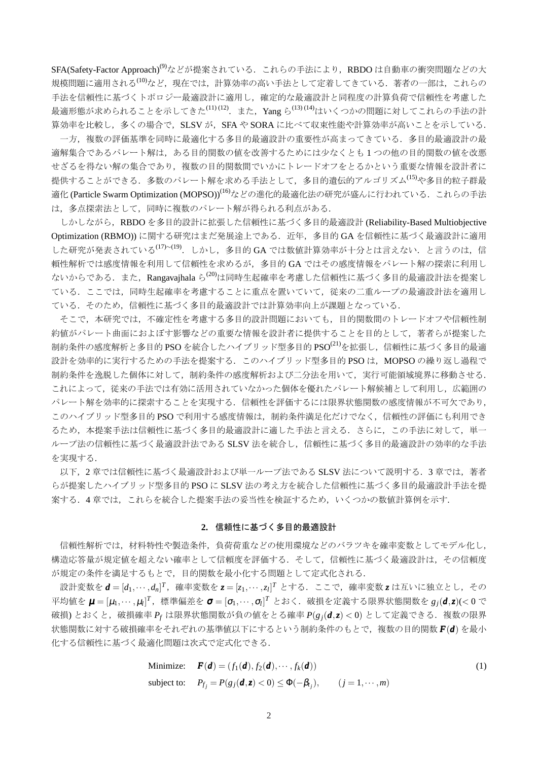SFA(Safety-Factor Approach)<sup>(9)</sup>などが提案されている. これらの手法により, RBDO は自動車の衝突問題などの大 規模問題に適用される<sup>(10)</sup>など,現在では、計算効率の高い手法として定着してきている. 著者の一部は、これらの 手法を信頼性に基づくトポロジー最適設計に適用し,確定的な最適設計と同程度の計算負荷で信頼性を考慮した 最適形態が求められることを示してきた<sup>(11)(12)</sup>. また, Yang ら<sup>(13)(14)</sup>はいくつかの問題に対してこれらの手法の計 算効率を比較し、多くの場合で、SLSV が、SFA や SORA に比べて収束性能や計算効率が高いことを示している.

一方,複数の評価基準を同時に最適化する多目的最適設計の重要性が高まってきている.多目的最適設計の最 適解集合であるパレート解は,ある目的関数の値を改善するためには少なくとも 1 つの他の目的関数の値を改悪 せざるを得ない解の集合であり,複数の目的関数間でいかにトレードオフをとるかという重要な情報を設計者に 提供することができる. 多数のパレート解を求める手法として, 多目的遺伝的アルゴリズム<sup>(15)</sup>や多目的粒子群最 適化 (Particle Swarm Optimization (MOPSO))<sup>(16)</sup>などの進化的最適化法の研究が盛んに行われている. これらの手法 は,多点探索法として,同時に複数のパレート解が得られる利点がある.

しかしながら、RBDO を多目的設計に拡張した信頼性に基づく多目的最適設計 (Reliability-Based Multiobjective Optimization (RBMO)) に関する研究はまだ発展途上である.近年,多目的 GA を信頼性に基づく最適設計に適用 した研究が発表されている<sup>(17)~(19)</sup>. しかし, 多目的 GA では数値計算効率が十分とは言えない. と言うのは, 信 頼性解析では感度情報を利用して信頼性を求めるが,多目的 GA ではその感度情報をパレート解の探索に利用し ないからである.また, Rangavajhala ら<sup>(20)</sup>は同時生起確率を考慮した信頼性に基づく多目的最適設計法を提案し ている.ここでは,同時生起確率を考慮することに重点を置いていて,従来の二重ループの最適設計法を適用し ている.そのため,信頼性に基づく多目的最適設計では計算効率向上が課題となっている.

そこで,本研究では,不確定性を考慮する多目的設計問題においても,目的関数間のトレードオフや信頼性制 約値がパレート曲面におよぼす影響などの重要な情報を設計者に提供することを目的として,著者らが提案した 制約条件の感度解析と多目的 PSO を統合したハイブリッド型多目的 PSO<sup>(21)</sup>を拡張し、信頼性に基づく多目的最適 設計を効率的に実行するための手法を提案する.このハイブリッド型多目的 PSO は、MOPSO の繰り返し過程で 制約条件を逸脱した個体に対して,制約条件の感度解析および二分法を用いて,実行可能領域境界に移動させる. これによって,従来の手法では有効に活用されていなかった個体を優れたパレート解候補として利用し,広範囲の パレート解を効率的に探索することを実現する.信頼性を評価するには限界状態関数の感度情報が不可欠であり, このハイブリッド型多目的 PSO で利用する感度情報は、制約条件満足化だけでなく、信頼性の評価にも利用でき るため,本提案手法は信頼性に基づく多目的最適設計に適した手法と言える.さらに,この手法に対して,単一 ループ法の信頼性に基づく最適設計法である SLSV 法を統合し,信頼性に基づく多目的最適設計の効率的な手法 を実現する.

以下, 2 章では信頼性に基づく最適設計および単一ループ法である SLSV 法について説明する. 3 章では、著者 らが提案したハイブリッド型多目的 PSO に SLSV 法の考え方を統合した信頼性に基づく多目的最適設計手法を提 案する.4 章では,これらを統合した提案手法の妥当性を検証するため,いくつかの数値計算例を示す.

#### **2.** 信頼性に基づく多目的最適設計

信頼性解析では,材料特性や製造条件,負荷荷重などの使用環境などのバラツキを確率変数としてモデル化し, 構造応答量が規定値を超えない確率として信頼度を評価する.そして,信頼性に基づく最適設計は,その信頼度 が規定の条件を満足するもとで,目的関数を最小化する問題として定式化される.

設計変数を *d* = [*d*1,··· ,*dn*] *<sup>T</sup>*,確率変数を *z* = [*z*1,··· ,*z<sup>l</sup>* ] *<sup>T</sup>* とする.ここで,確率変数 *z* は互いに独立とし,その 平均値を  $\pmb{\mu}=[\pmb{\mu}_1,\cdots,\pmb{\mu}_l]^T$ ,標準偏差を  $\pmb{\sigma}=[\pmb{\sigma}_1,\cdots,\pmb{\sigma}_l]^T$  とおく.破損を定義する限界状態関数を  $g_j(\pmb{d},\pmb{z})$ (< 0 で 破損) とおくと,破損確率 *P<sup>f</sup>* は限界状態関数が負の値をとる確率 *P*(*gj*(*d*,*z*) < 0) として定義できる.複数の限界 状態関数に対する破損確率をそれぞれの基準値以下にするという制約条件のもとで,複数の目的関数 *F*(*d*) を最小 化する信頼性に基づく最適化問題は次式で定式化できる.

Minimize: 
$$
\mathbf{F}(\mathbf{d}) = (f_1(\mathbf{d}), f_2(\mathbf{d}), \cdots, f_k(\mathbf{d}))
$$
  
\nsubject to:  $P_{f_j} = P(g_j(\mathbf{d}, \mathbf{z}) < 0) \le \Phi(-\beta_{t_j}), \qquad (j = 1, \cdots, m)$  (1)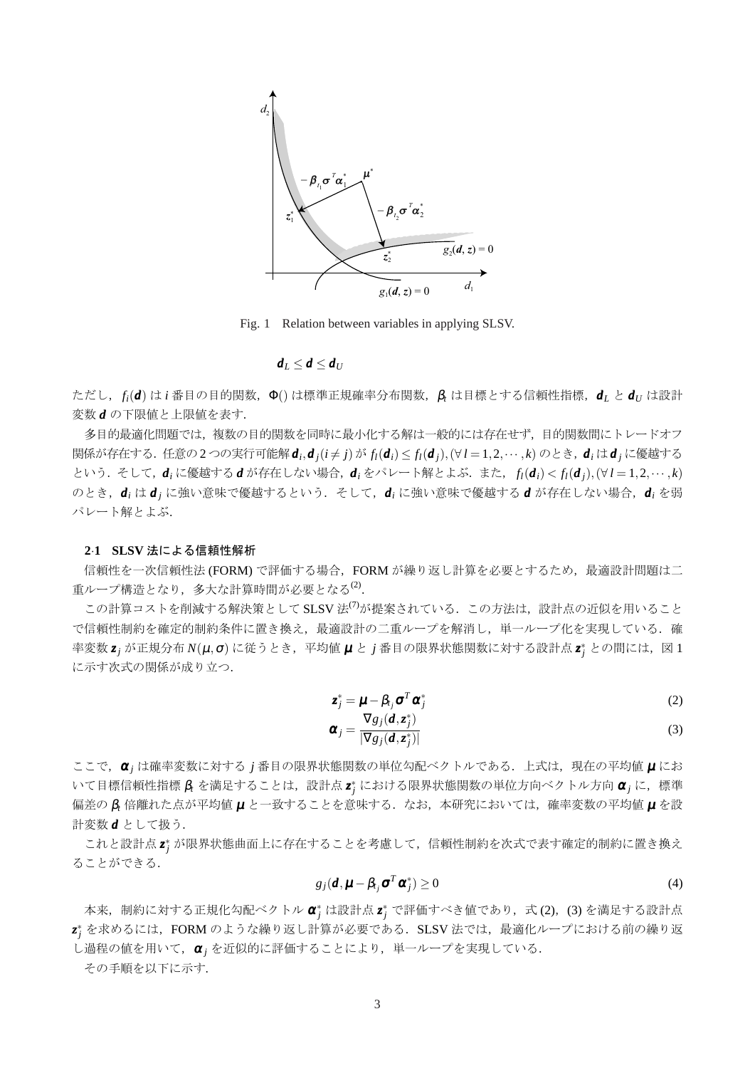

Fig. 1 Relation between variables in applying SLSV.

 $d_L \leq d \leq d_U$ 

ただし,*fi*(*d*) は *i* 番目の目的関数,Φ() は標準正規確率分布関数,β*<sup>t</sup>* は目標とする信頼性指標,*d<sup>L</sup>* と *d<sup>U</sup>* は設計 変数 *d* の下限値と上限値を表す.

多目的最適化問題では,複数の目的関数を同時に最小化する解は一般的には存在せず,目的関数間にトレードオフ 関係が存在する.任意の2つの実行可能解 $\bm{d}_i, \bm{d}_j (i\neq j)$ が $f_l(\bm{d}_i) \leq f_l(\bm{d}_j), (\forall\, l=1,2,\cdots,k)$  のとき, $\bm{d}_i$ は $\bm{d}_j$ に優越する という.そして,*d<sup>i</sup>* に優越する *d* が存在しない場合,*d<sup>i</sup>* をパレート解とよぶ.また, *fl*(*di*) < *fl*(*d <sup>j</sup>*),(∀ *l* = 1,2,··· ,*k*) のとき,*d<sup>i</sup>* は *d <sup>j</sup>* に強い意味で優越するという.そして,*d<sup>i</sup>* に強い意味で優越する *d* が存在しない場合,*d<sup>i</sup>* を弱 パレート解とよぶ.

#### **2**·**1 SLSV** 法による信頼性解析

信頼性を一次信頼性法 (FORM) で評価する場合, FORM が繰り返し計算を必要とするため,最適設計問題は二  $[$ 重ループ構造となり、多大な計算時間が必要となる $^{(2)}$ .

この計算コストを削減する解決策として SLSV 法<sup>(7)</sup>が提案されている. この方法は、設計点の近似を用いること で信頼性制約を確定的制約条件に置き換え,最適設計の二重ループを解消し,単一ループ化を実現している.確 率変数 *z<sub>j</sub> が正規分布 N(μ*,σ) に従うとき, 平均値 μ と *j* 番目の限界状態関数に対する設計点 z<sup>\*</sup>j との間には, 図 1 に示す次式の関係が成り立つ.

$$
z_j^* = \boldsymbol{\mu} - \beta_{t_j} \boldsymbol{\sigma}^T \boldsymbol{\alpha}_j^*
$$
 (2)

$$
\boldsymbol{\alpha}_j = \frac{\nabla g_j(\boldsymbol{d}, \boldsymbol{z}_j^*)}{|\nabla g_j(\boldsymbol{d}, \boldsymbol{z}_j^*)|} \tag{3}
$$

ここで, α<sub>j</sub> は確率変数に対する j 番目の限界状態関数の単位勾配ベクトルである. 上式は, 現在の平均値μにお いて目標信頼性指標 β tを満足することは,設計点 z<sup>\*</sup> における限界状態関数の単位方向ベクトル方向 α j に,標準 偏差の β*<sup>t</sup>* 倍離れた点が平均値 <sup>µ</sup> と一致することを意味する.なお,本研究においては,確率変数の平均値 <sup>µ</sup> を設 計変数 *d* として扱う.

これと設計点 z<sup>\*</sup> が限界状態曲面上に存在することを考慮して, 信頼性制約を次式で表す確定的制約に置き換え ることができる.

$$
g_j(\boldsymbol{d}, \boldsymbol{\mu} - \beta_{t_j} \boldsymbol{\sigma}^T \boldsymbol{\alpha}_j^*) \ge 0
$$
\n(4)

本来,制約に対する正規化勾配ベクトル  $\alpha_j^*$ は設計点  $z_j^*$  で評価すべき値であり, 式(2), (3) を満足する設計点  $\textbf{z}^*_j$  を求めるには,FORM のような繰り返し計算が必要である.SLSV 法では,最適化ループにおける前の繰り返 し過程の値を用いて, α<sub>j</sub> を近似的に評価することにより, 単一ループを実現している.

その手順を以下に示す.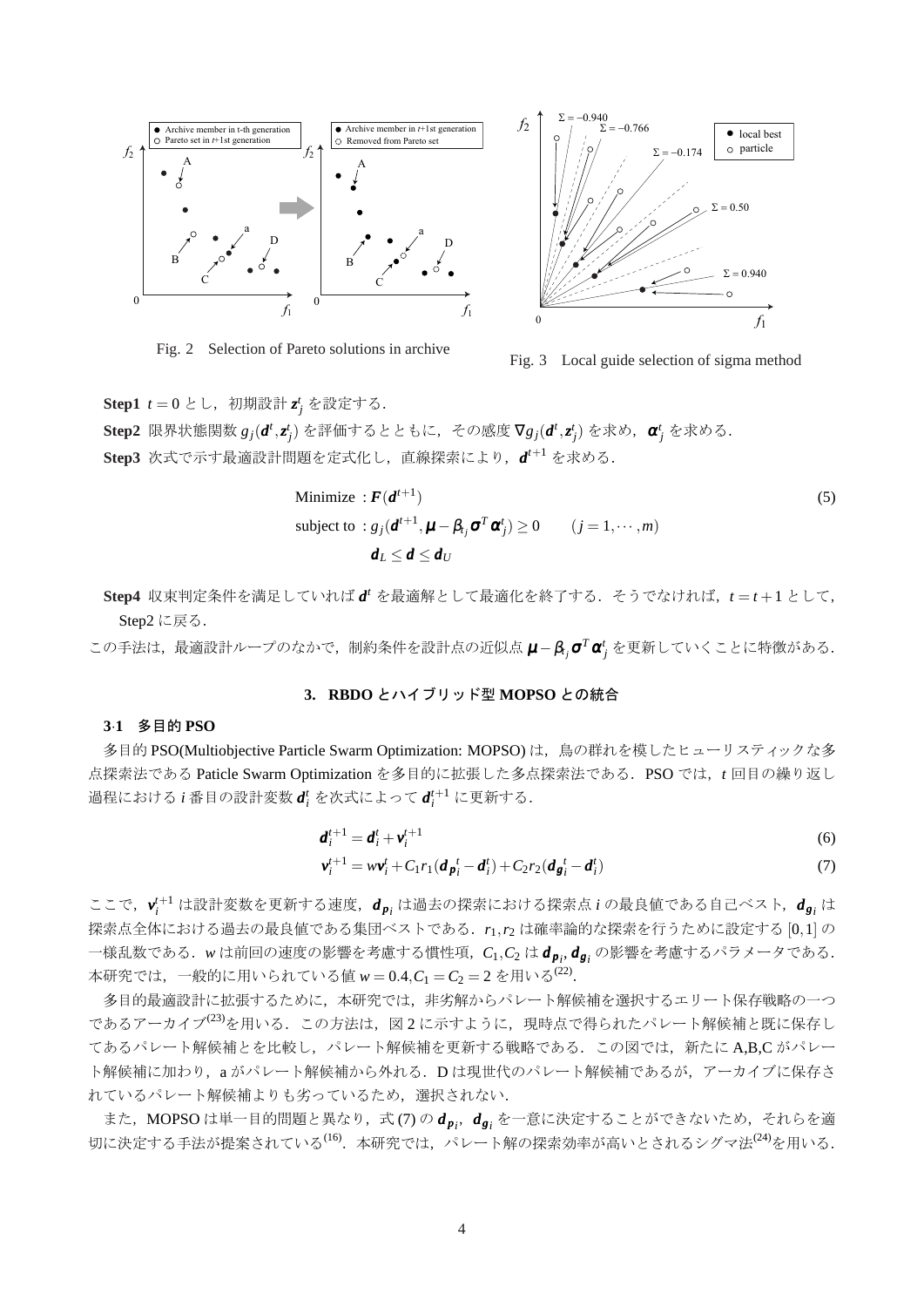

Fig. 2 Selection of Pareto solutions in archive



Fig. 3 Local guide selection of sigma method

**Step1**  $t = 0$ とし, 初期設計  $z_j$ を設定する.

 $\textbf{Step 2}$  限界状態関数  $g_j(\boldsymbol{d}^t, \boldsymbol{z}^t_j)$  を評価するとともに,その感度  $\nabla g_j(\boldsymbol{d}^t, \boldsymbol{z}^t_j)$  を求め, $\boldsymbol{\alpha}^t_j$  を求める. **Step3** 次式で示す最適設計問題を定式化し,直線探索により,*d <sup>t</sup>*+<sup>1</sup> を求める.

Minimize: 
$$
\mathbf{F}(\mathbf{d}^{t+1})
$$
  
\nsubject to:  $g_j(\mathbf{d}^{t+1}, \mathbf{\mu} - \beta_{t_j} \mathbf{\sigma}^T \mathbf{\alpha}_j^t) \ge 0$   $(j = 1, \dots, m)$   
\n $\mathbf{d}_L \le \mathbf{d} \le \mathbf{d}_U$  (5)

**Step4** 収束判定条件を満足していれば *d <sup>t</sup>* を最適解として最適化を終了する.そうでなければ,*t* = *t* +1 として, Step2 に戻る.

この手法は,最適設計ループのなかで,制約条件を設計点の近似点 μ-β<sub>t</sub><sub>j</sub>σ<sup>r</sup>α'<sub>j</sub>を更新していくことに特徴がある.

#### **3. RBDO** とハイブリッド型 **MOPSO** との統合

#### **3**·**1** 多目的 **PSO**

多目的 PSO(Multiobjective Particle Swarm Optimization: MOPSO) は、鳥の群れを模したヒューリスティックな多 点探索法である Paticle Swarm Optimization を多目的に拡張した多点探索法である.PSO では,*t* 回目の繰り返し 過程における *i* 番目の設計変数 *d t <sup>i</sup>* を次式によって *d t*+1 *<sup>i</sup>* に更新する.

$$
\boldsymbol{d}_i^{t+1} = \boldsymbol{d}_i^t + \boldsymbol{v}_i^{t+1} \tag{6}
$$

$$
\mathbf{v}_{i}^{t+1} = w\mathbf{v}_{i}^{t} + C_{1}r_{1}(\mathbf{d}_{\mathbf{p}_{i}^{t}} - \mathbf{d}_{i}^{t}) + C_{2}r_{2}(\mathbf{d}_{\mathbf{g}_{i}^{t}} - \mathbf{d}_{i}^{t})
$$
\n(7)

ここで,*v t*+1 *<sup>i</sup>* は設計変数を更新する速度,*d pi* は過去の探索における探索点 *i* の最良値である自己ベスト,*dgi* は 探索点全体における過去の最良値である集団ベストである.*r*1,*r*<sup>2</sup> は確率論的な探索を行うために設定する [0,1] の 一様乱数である.*w* は前回の速度の影響を考慮する慣性項,*C*1,*C*<sup>2</sup> は *d pi* , *dgi* の影響を考慮するパラメータである. 本研究では,一般的に用いられている値 *w* = 0.4,*C*<sup>1</sup> = *C*<sup>2</sup> = 2 を用いる(22).

多目的最適設計に拡張するために、本研究では、非劣解からパレート解候補を選択するエリート保存戦略の一つ であるアーカイブ<sup>(23)</sup>を用いる. この方法は、図2に示すように、現時点で得られたパレート解候補と既に保存し てあるパレート解候補とを比較し,パレート解候補を更新する戦略である.この図では,新たに A,B,C がパレー ト解候補に加わり, a がパレート解候補から外れる. D は現世代のパレート解候補であるが, アーカイブに保存さ れているパレート解候補よりも劣っているため,選択されない.

また, MOPSOは単一目的問題と異なり, 式(7)のdpi, dgi を一意に決定することができないため, それらを適 切に決定する手法が提案されている<sup>(16)</sup>.本研究では, パレート解の探索効率が高いとされるシグマ法<sup>(24)</sup>を用いる.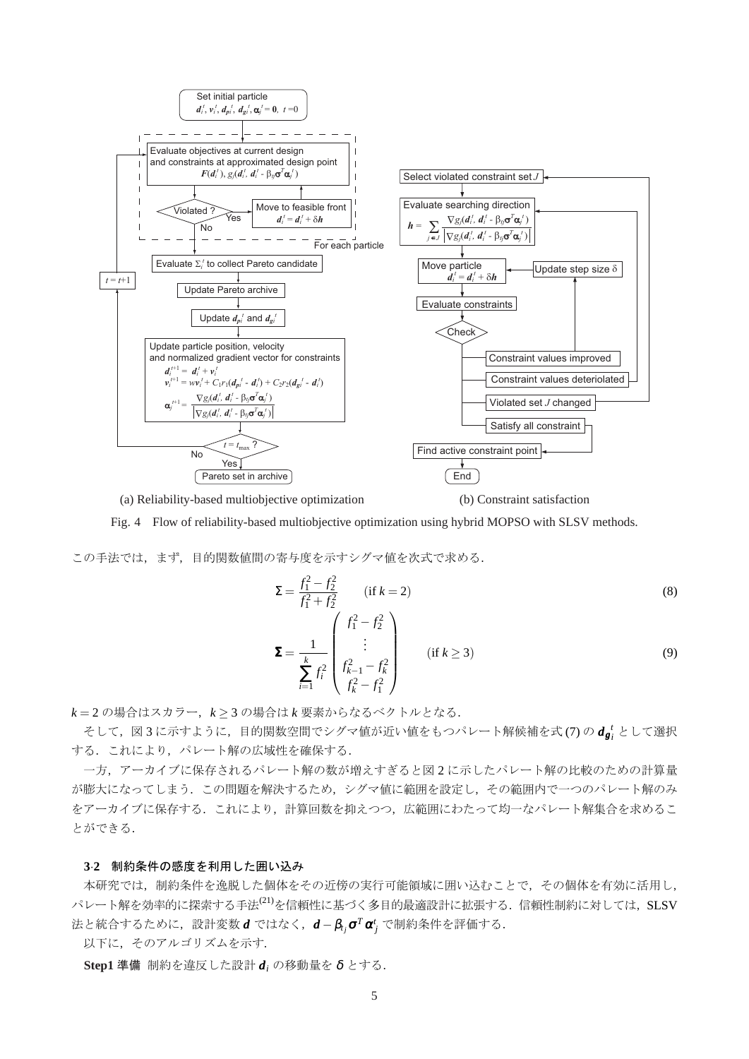

(a) Reliability-based multiobjective optimization (b) Constraint satisfaction

Fig. 4 Flow of reliability-based multiobjective optimization using hybrid MOPSO with SLSV methods.

この手法では、まず、目的関数値間の寄与度を示すシグマ値を次式で求める.

$$
\Sigma = \frac{f_1^2 - f_2^2}{f_1^2 + f_2^2} \qquad \text{(if } k = 2\text{)}
$$
\n
$$
\Sigma = \frac{1}{\sum_{i=1}^k f_i^2} \begin{pmatrix} f_1^2 - f_2^2 \\ \vdots \\ f_{k-1}^2 - f_k^2 \\ f_k^2 - f_1^2 \end{pmatrix} \qquad \text{(if } k \ge 3\text{)}
$$
\n(9)

*k* = 2 の場合はスカラー,*k* ≥ 3 の場合は *k* 要素からなるベクトルとなる.

そして,図 3 に示すように,目的関数空間でシグマ値が近い値をもつパレート解候補を式 (7) の *d<sup>g</sup> t <sup>i</sup>* として選択 する. これにより、パレート解の広域性を確保する.

一方,アーカイブに保存されるパレート解の数が増えすぎると図 2 に示したパレート解の比較のための計算量 が膨大になってしまう.この問題を解決するため,シグマ値に範囲を設定し,その範囲内で一つのパレート解のみ をアーカイブに保存する.これにより,計算回数を抑えつつ,広範囲にわたって均一なパレート解集合を求めるこ とができる.

#### **3**·**2** 制約条件の感度を利用した囲い込み

本研究では,制約条件を逸脱した個体をその近傍の実行可能領域に囲い込むことで,その個体を有効に活用し, パレート解を効率的に探索する手法<sup>(21)</sup>を信頼性に基づく多目的最適設計に拡張する.信頼性制約に対しては、SLSV 法と統合するために,設設計変数 *d* ではなく, *d − β<sub>tj</sub>σ<sup>r</sup>α'; で*制約条件を評価する.

以下に,そのアルゴリズムを示す.

**Step1** 準備 制約を違反した設計 *d<sup>i</sup>* の移動量を <sup>δ</sup> とする.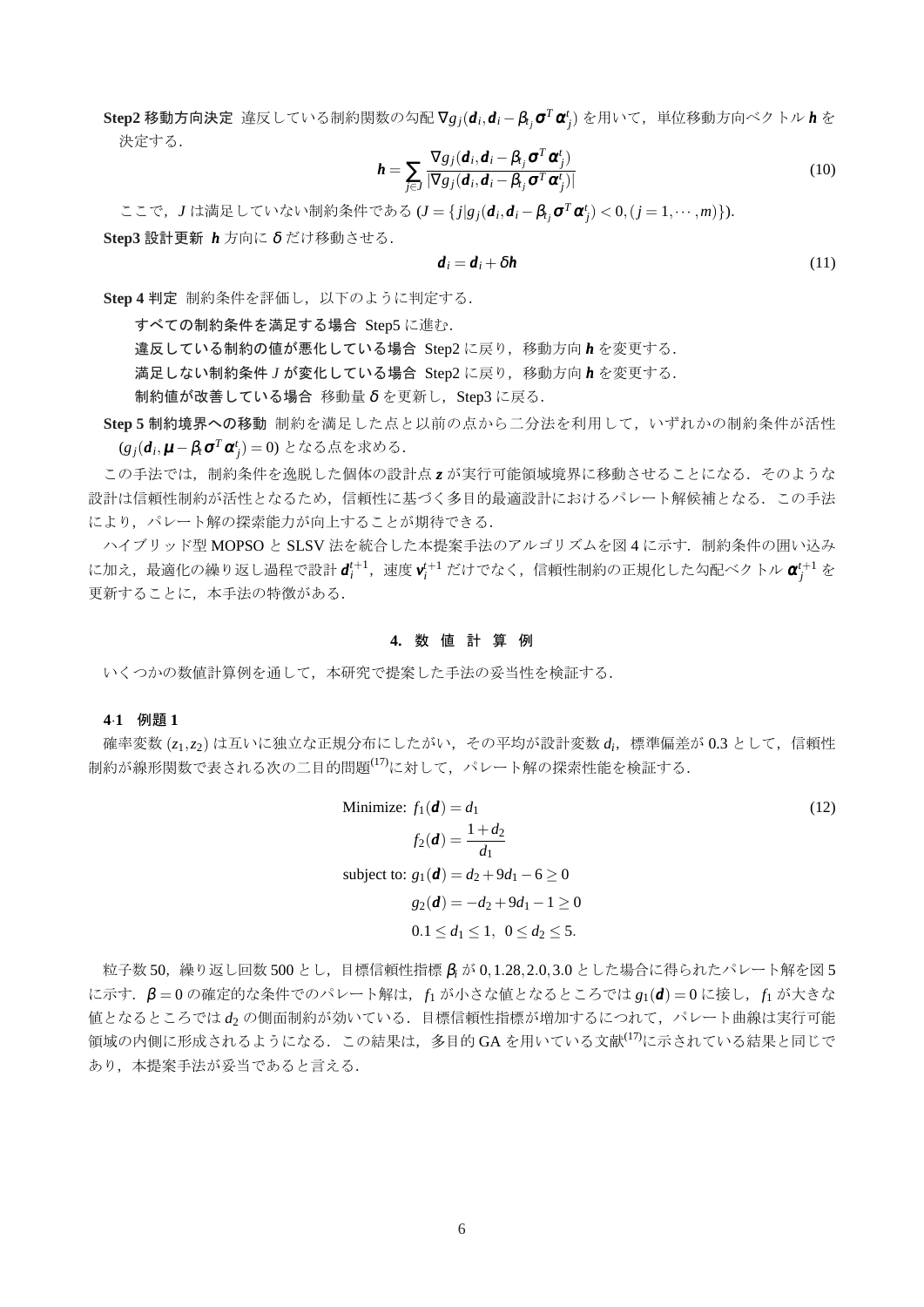**Step2** 移動方向決定 違反している制約関数の勾配 ∇*gj*(*d<sup>i</sup>* ,*d<sup>i</sup>* −β*tj*<sup>σ</sup> *T*<sup>α</sup> *t j* ) を用いて,単位移動方向ベクトル *h* を 決定する.

$$
\mathbf{h} = \sum_{j \in J} \frac{\nabla g_j(\mathbf{d}_i, \mathbf{d}_i - \beta_{t_j} \sigma^T \alpha_j^t)}{|\nabla g_j(\mathbf{d}_i, \mathbf{d}_i - \beta_{t_j} \sigma^T \alpha_j^t)|}
$$
(10)

ここで, *J* は満足していない制約条件である (*J* = { $j|g_j(\boldsymbol{d}_i,\boldsymbol{d}_i-\beta_{t_j}\boldsymbol{\sigma}^T\boldsymbol{\alpha}^t_j) < 0, (j = 1, \cdots, m)$ }). **Step3** 設計更新 *h* 方向に δ だけ移動させる.

$$
\boldsymbol{d}_i = \boldsymbol{d}_i + \delta \boldsymbol{h} \tag{11}
$$

**Step 4** 判定 制約条件を評価し,以下のように判定する.

すべての制約条件を満足する場合 Step5 に進む.

違反している制約の値が悪化している場合 Step2 に戻り,移動方向 h を変更する.

満足しない制約条件 *J* が変化している場合 Step2 に戻り,移動方向 *h* を変更する.

制約値が改善している場合 移動量  $\delta$  を更新し, Step3 に戻る.

**Step 5** 制約境界への移動 制約を満足した点と以前の点から二分法を利用して,いずれかの制約条件が活性 (*gj*(*d<sup>i</sup>* ,<sup>µ</sup> −β*t*<sup>σ</sup> *T*<sup>α</sup> *t j* ) = 0) となる点を求める.

この手法では、制約条件を逸脱した個体の設計点 z が実行可能領域境界に移動させることになる. そのような 設計は信頼性制約が活性となるため,信頼性に基づく多目的最適設計におけるパレート解候補となる.この手法 により、パレート解の探索能力が向上することが期待できる.

ハイブリッド型 MOPSO と SLSV 法を統合した本提案手法のアルゴリズムを図4に示す. 制約条件の囲い込み に加え,最適化の繰り返し過程で設計  $\bm{d}_i^{t+1}$ ,速度  $\bm{v}_i^{t+1}$  だけでなく,信頼性制約の正規化した勾配ベクトル  $\bm{\alpha}_j^{t+1}$  を 更新することに,本手法の特徴がある.

#### **4.** 数 値 計 算 例

いくつかの数値計算例を通して,本研究で提案した手法の妥当性を検証する.

#### **4**·**1** 例題 **1**

確率変数 (z1,z2) は互いに独立な正規分布にしたがい、その平均が設計変数 di,標準偏差が 0.3 として,信頼性 制約が線形関数で表される次の二目的問題<sup>(17)</sup>に対して、パレート解の探索性能を検証する.

Minimize: 
$$
f_1(\boldsymbol{d}) = d_1
$$
 (12)  
\n
$$
f_2(\boldsymbol{d}) = \frac{1 + d_2}{d_1}
$$
\nsubject to:  $g_1(\boldsymbol{d}) = d_2 + 9d_1 - 6 \ge 0$   
\n
$$
g_2(\boldsymbol{d}) = -d_2 + 9d_1 - 1 \ge 0
$$
\n
$$
0.1 \le d_1 \le 1, \ 0 \le d_2 \le 5.
$$

粒子数 50,繰り返し回数 500 とし,目標信頼性指標 β*<sup>i</sup>* が 0,1.28,2.0,3.0 とした場合に得られたパレート解を図 5 に示す.β = 0 の確定的な条件でのパレート解は,*f*<sup>1</sup> が小さな値となるところでは *g*1(*d*) = 0 に接し,*f*<sup>1</sup> が大きな 値となるところでは *d*<sup>2</sup> の側面制約が効いている.目標信頼性指標が増加するにつれて,パレート曲線は実行可能 領域の内側に形成されるようになる. この結果は、多目的 GA を用いている文献<sup>(17)</sup>に示されている結果と同じで あり,本提案手法が妥当であると言える.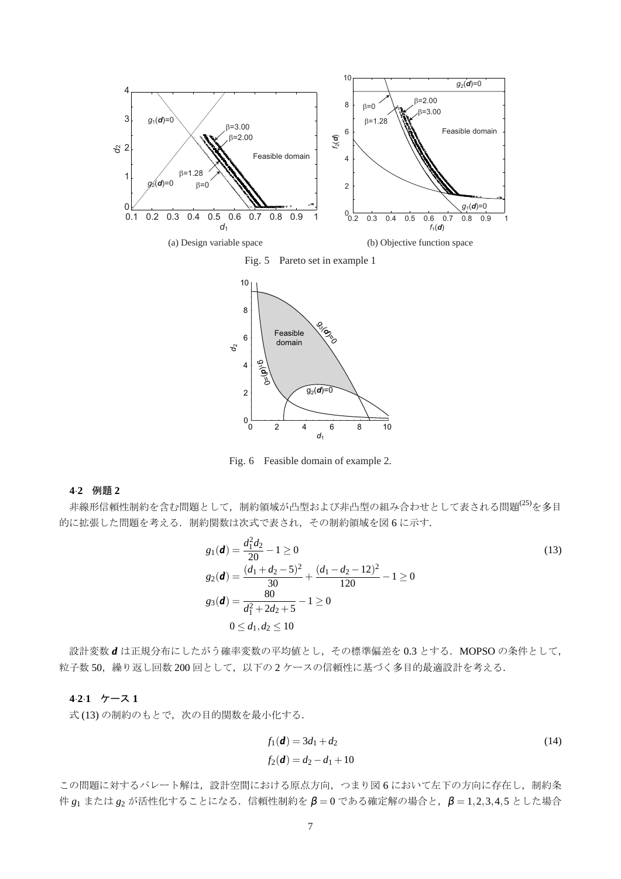

Fig. 5 Pareto set in example 1



Fig. 6 Feasible domain of example 2.

#### **4**·**2** 例題 **2**

非線形信頼性制約を含む問題として,制約領域が凸型および非凸型の組み合わせとして表される問題(25)を多目 的に拡張した問題を考える.制約関数は次式で表され,その制約領域を図 6 に示す.

$$
g_1(\boldsymbol{d}) = \frac{d_1^2 d_2}{20} - 1 \ge 0
$$
  
\n
$$
g_2(\boldsymbol{d}) = \frac{(d_1 + d_2 - 5)^2}{30} + \frac{(d_1 - d_2 - 12)^2}{120} - 1 \ge 0
$$
  
\n
$$
g_3(\boldsymbol{d}) = \frac{80}{d_1^2 + 2d_2 + 5} - 1 \ge 0
$$
  
\n
$$
0 \le d_1, d_2 \le 10
$$
\n(13)

設計変数 d は正規分布にしたがう確率変数の平均値とし、その標準偏差を 0.3 とする. MOPSO の条件として, 粒子数 50,繰り返し回数 200 回として,以下の 2 ケースの信頼性に基づく多目的最適設計を考える.

#### **4**·**2**·**1** ケース **1**

式(13)の制約のもとで、次の目的関数を最小化する.

$$
f_1(\boldsymbol{d}) = 3d_1 + d_2
$$
  
\n
$$
f_2(\boldsymbol{d}) = d_2 - d_1 + 10
$$
\n(14)

この問題に対するパレート解は、設計空間における原点方向、つまり図6において左下の方向に存在し、制約条 件 *g*<sup>1</sup> または *g*<sup>2</sup> が活性化することになる.信頼性制約を β = 0 である確定解の場合と,β = 1,2,3,4,5 とした場合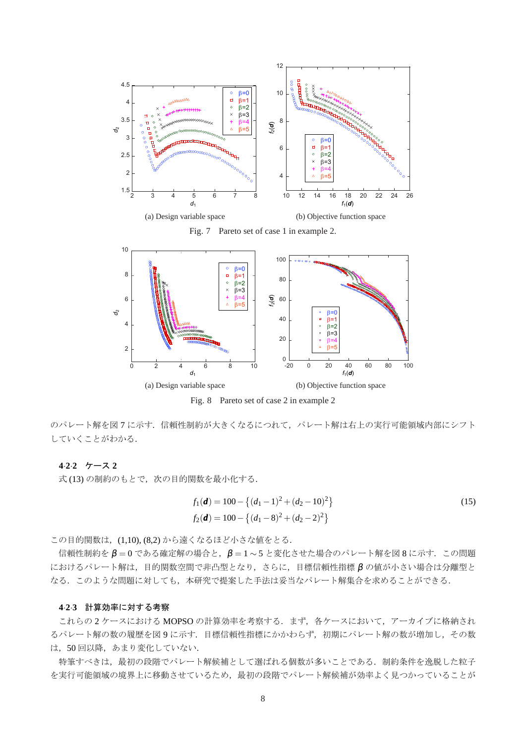

Fig. 7 Pareto set of case 1 in example 2.



Fig. 8 Pareto set of case 2 in example 2

のパレート解を図7に示す. 信頼性制約が大きくなるにつれて、パレート解は右上の実行可能領域内部にシフト していくことがわかる.

#### **4**·**2**·**2** ケース **2**

式(13)の制約のもとで、次の目的関数を最小化する.

$$
f_1(\boldsymbol{d}) = 100 - \left\{ (d_1 - 1)^2 + (d_2 - 10)^2 \right\}
$$
  
\n
$$
f_2(\boldsymbol{d}) = 100 - \left\{ (d_1 - 8)^2 + (d_2 - 2)^2 \right\}
$$
\n(15)

この目的関数は,(1,10), (8,2) から遠くなるほど小さな値をとる.

信頼性制約を $\beta = 0$ である確定解の場合と,  $\beta = 1 \sim 5$ と変化させた場合のパレート解を図 8 に示す. この問題 におけるパレート解は,目的関数空間で非凸型となり,さらに,目標信頼性指標 β の値が小さい場合は分離型と なる.このような問題に対しても,本研究で提案した手法は妥当なパレート解集合を求めることができる.

#### **4**·**2**·**3** 計算効率に対する考察

これらの2ケースにおける MOPSO の計算効率を考察する. まず, 各ケースにおいて、アーカイブに格納され るパレート解の数の履歴を図 9 に示す.目標信頼性指標にかかわらず,初期にパレート解の数が増加し,その数 は,50 回以降,あまり変化していない.

特筆すべきは,最初の段階でパレート解候補として選ばれる個数が多いことである.制約条件を逸脱した粒子 を実行可能領域の境界上に移動させているため,最初の段階でパレート解候補が効率よく見つかっていることが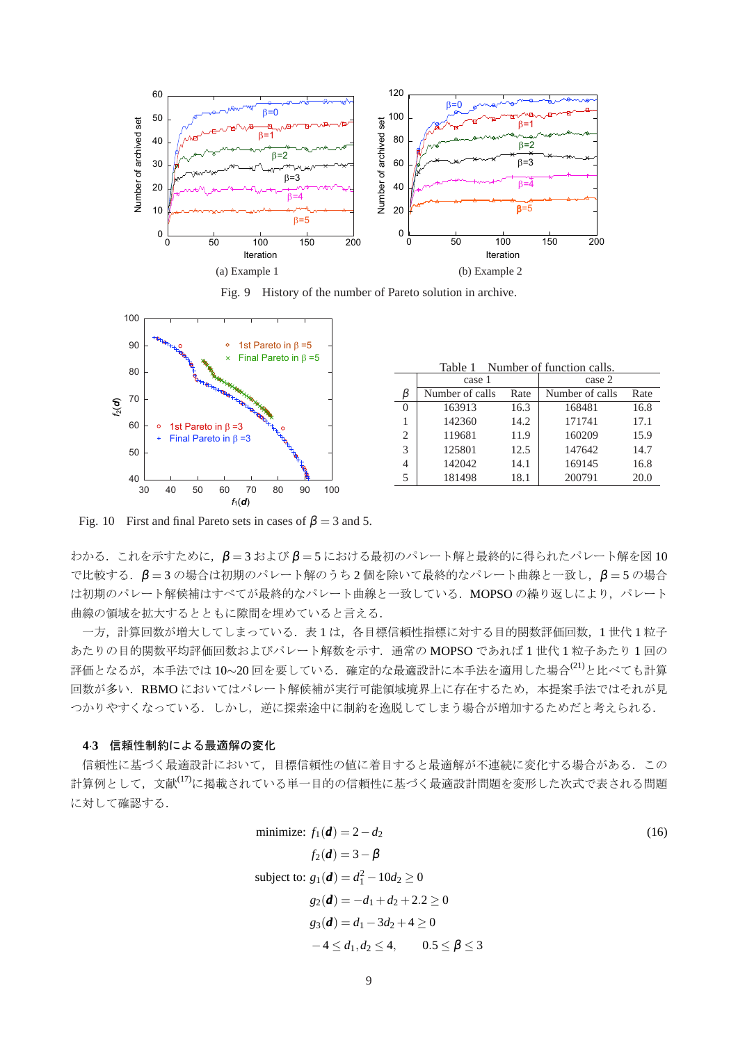

Fig. 9 History of the number of Pareto solution in archive.



| Number of function calls.<br>Table 1 |                 |      |                 |      |  |
|--------------------------------------|-----------------|------|-----------------|------|--|
|                                      | case 1          |      | case 2          |      |  |
| β                                    | Number of calls | Rate | Number of calls | Rate |  |
| $\Omega$                             | 163913          | 16.3 | 168481          | 16.8 |  |
|                                      | 142360          | 14.2 | 171741          | 17.1 |  |
| 2                                    | 119681          | 11.9 | 160209          | 15.9 |  |
| 3                                    | 125801          | 12.5 | 147642          | 14.7 |  |
| 4                                    | 142042          | 14.1 | 169145          | 16.8 |  |
| 5                                    | 181498          | 18.1 | 200791          | 20.0 |  |

Fig. 10 First and final Pareto sets in cases of  $\beta = 3$  and 5.

わかる.これを示すために,β = 3 および β = 5 における最初のパレート解と最終的に得られたパレート解を図 10 で比較する.  $\beta = 3$ の場合は初期のパレート解のうち2個を除いて最終的なパレート曲線と一致し、 $\beta = 5$ の場合 は初期のパレート解候補はすべてが最終的なパレート曲線と一致している. MOPSO の繰り返しにより、パレート 曲線の領域を拡大するとともに隙間を埋めていると言える.

一方, 計算回数が増大してしまっている. 表1は、各目標信頼性指標に対する目的関数評価回数, 1世代1粒子 あたりの目的関数平均評価回数およびパレート解数を示す.通常の MOPSO であれば 1 世代 1 粒子あたり 1 回の 評価となるが、本手法では 10~20回を要している.確定的な最適設計に本手法を適用した場合<sup>(21)</sup>と比べても計算 回数が多い.RBMO においてはパレート解候補が実行可能領域境界上に存在するため,本提案手法ではそれが見 つかりやすくなっている.しかし、逆に探索途中に制約を逸脱してしまう場合が増加するためだと考えられる.

#### **4**·**3** 信頼性制約による最適解の変化

信頼性に基づく最適設計において,目標信頼性の値に着目すると最適解が不連続に変化する場合がある.この 計算例として,文献(17)に掲載されている単一目的の信頼性に基づく最適設計問題を変形した次式で表される問題 に対して確認する.

minimize: 
$$
f_1(\boldsymbol{d}) = 2 - d_2
$$
 (16)  
\n $f_2(\boldsymbol{d}) = 3 - \beta$   
\nsubject to:  $g_1(\boldsymbol{d}) = d_1^2 - 10d_2 \ge 0$   
\n $g_2(\boldsymbol{d}) = -d_1 + d_2 + 2.2 \ge 0$   
\n $g_3(\boldsymbol{d}) = d_1 - 3d_2 + 4 \ge 0$   
\n $-4 \le d_1, d_2 \le 4, \qquad 0.5 \le \beta \le 3$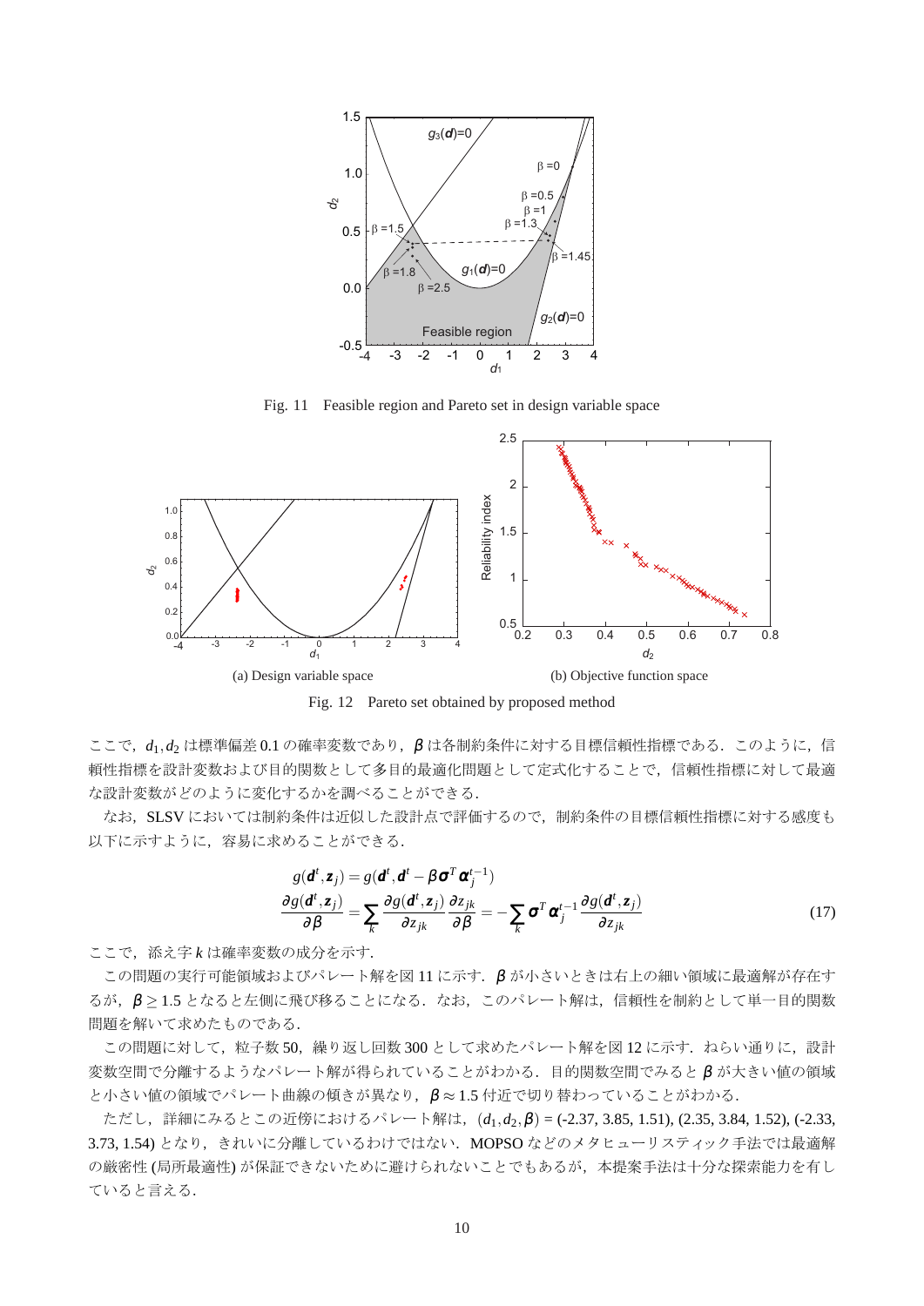

Fig. 11 Feasible region and Pareto set in design variable space



Fig. 12 Pareto set obtained by proposed method

ここで,  $d_1, d_2$ は標準偏差 0.1 の確率変数であり, β は各制約条件に対する目標信頼性指標である. このように, 信 頼性指標を設計変数および目的関数として多目的最適化問題として定式化することで,信頼性指標に対して最適 な設計変数がどのように変化するかを調べることができる.

なお, SLSV においては制約条件は近似した設計点で評価するので、制約条件の目標信頼性指標に対する感度も 以下に示すように,容易に求めることができる.

$$
g(\boldsymbol{d}^{t}, z_{j}) = g(\boldsymbol{d}^{t}, \boldsymbol{d}^{t} - \beta \boldsymbol{\sigma}^{T} \boldsymbol{\alpha}_{j}^{t-1})
$$

$$
\frac{\partial g(\boldsymbol{d}^{t}, z_{j})}{\partial \beta} = \sum_{k} \frac{\partial g(\boldsymbol{d}^{t}, z_{j})}{\partial z_{jk}} \frac{\partial z_{jk}}{\partial \beta} = -\sum_{k} \boldsymbol{\sigma}^{T} \boldsymbol{\alpha}_{j}^{t-1} \frac{\partial g(\boldsymbol{d}^{t}, z_{j})}{\partial z_{jk}}
$$
(17)

ここで,添え字 *k* は確率変数の成分を示す.

この問題の実行可能領域およびパレート解を図11に示す. β が小さいときは右上の細い領域に最適解が存在す るが,  $\beta \geq 1.5$ となると左側に飛び移ることになる. なお, このパレート解は, 信頼性を制約として単一目的関数 問題を解いて求めたものである.

この問題に対して、粒子数 50, 繰り返し回数 300 として求めたパレート解を図 12 に示す. ねらい通りに,設計 変数空間で分離するようなパレート解が得られていることがわかる.目的関数空間でみると β が大きい値の領域 と小さい値の領域でパレート曲線の傾きが異なり,β ≈ 1.5 付近で切り替わっていることがわかる.

ただし,詳細にみるとこの近傍におけるパレート解は,(*d*1,*d*2,β) = (-2.37, 3.85, 1.51), (2.35, 3.84, 1.52), (-2.33, 3.73, 1.54) となり、きれいに分離しているわけではない. MOPSO などのメタヒューリスティック手法では最適解 の厳密性 (局所最適性) が保証できないために避けられないことでもあるが、本提案手法は十分な探索能力を有し ていると言える.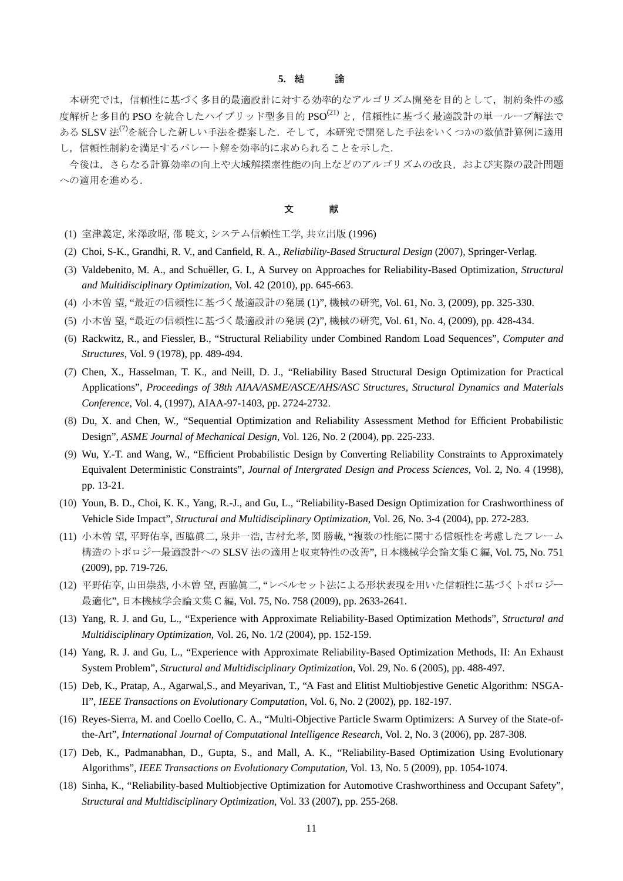#### **5.** 結 論

本研究では,信頼性に基づく多目的最適設計に対する効率的なアルゴリズム開発を目的として,制約条件の感 度解析と多目的 PSOを統合したハイブリッド型多目的 PSO<sup>(21)</sup> と、信頼性に基づく最適設計の単一ループ解法で ある SLSV 法<sup>(7)</sup>を統合した新しい手法を提案した.そして,本研究で開発した手法をいくつかの数値計算例に適用 し,信頼性制約を満足するパレート解を効率的に求められることを示した.

今後は,さらなる計算効率の向上や大域解探索性能の向上などのアルゴリズムの改良,および実際の設計問題 への適用を進める.

#### 文 献

- (1) 室津義定, 米澤政昭, 邵 暁文, システム信頼性工学, 共立出版 (1996)
- (2) Choi, S-K., Grandhi, R. V., and Canfield, R. A., *Reliability-Based Structural Design* (2007), Springer-Verlag.
- (3) Valdebenito, M. A., and Schuëller, G. I., A Survey on Approaches for Reliability-Based Optimization, *Structural and Multidisciplinary Optimization*, Vol. 42 (2010), pp. 645-663.
- (4) 小木曽 望, "最近の信頼性に基づく最適設計の発展 (1)", 機械の研究, Vol. 61, No. 3, (2009), pp. 325-330.
- (5) 小木曽 望, "最近の信頼性に基づく最適設計の発展 (2)", 機械の研究, Vol. 61, No. 4, (2009), pp. 428-434.
- (6) Rackwitz, R., and Fiessler, B., "Structural Reliability under Combined Random Load Sequences", *Computer and Structures*, Vol. 9 (1978), pp. 489-494.
- (7) Chen, X., Hasselman, T. K., and Neill, D. J., "Reliability Based Structural Design Optimization for Practical Applications", *Proceedings of 38th AIAA/ASME/ASCE/AHS/ASC Structures, Structural Dynamics and Materials Conference*, Vol. 4, (1997), AIAA-97-1403, pp. 2724-2732.
- (8) Du, X. and Chen, W., "Sequential Optimization and Reliability Assessment Method for Efficient Probabilistic Design", *ASME Journal of Mechanical Design*, Vol. 126, No. 2 (2004), pp. 225-233.
- (9) Wu, Y.-T. and Wang, W., "Efficient Probabilistic Design by Converting Reliability Constraints to Approximately Equivalent Deterministic Constraints", *Journal of Intergrated Design and Process Sciences*, Vol. 2, No. 4 (1998), pp. 13-21.
- (10) Youn, B. D., Choi, K. K., Yang, R.-J., and Gu, L., "Reliability-Based Design Optimization for Crashworthiness of Vehicle Side Impact", *Structural and Multidisciplinary Optimization*, Vol. 26, No. 3-4 (2004), pp. 272-283.
- (11) 小木曽 望, 平野佑享, 西脇眞二, 泉井一浩, 吉村允孝, 閔 勝載, "複数の性能に関する信頼性を考慮したフレーム 構造のトポロジー最適設計への SLSV 法の適用と収束特性の改善", 日本機械学会論文集 C 編, Vol. 75, No. 751 (2009), pp. 719-726.
- (12) 平野佑享, 山田崇恭, 小木曽 望, 西脇眞二, "レベルセット法による形状表現を用いた信頼性に基づくトポロジー 最適化", 日本機械学会論文集 C 編, Vol. 75, No. 758 (2009), pp. 2633-2641.
- (13) Yang, R. J. and Gu, L., "Experience with Approximate Reliability-Based Optimization Methods", *Structural and Multidisciplinary Optimization*, Vol. 26, No. 1/2 (2004), pp. 152-159.
- (14) Yang, R. J. and Gu, L., "Experience with Approximate Reliability-Based Optimization Methods, II: An Exhaust System Problem", *Structural and Multidisciplinary Optimization*, Vol. 29, No. 6 (2005), pp. 488-497.
- (15) Deb, K., Pratap, A., Agarwal,S., and Meyarivan, T., "A Fast and Elitist Multiobjestive Genetic Algorithm: NSGA-II", *IEEE Transactions on Evolutionary Computation*, Vol. 6, No. 2 (2002), pp. 182-197.
- (16) Reyes-Sierra, M. and Coello Coello, C. A., "Multi-Objective Particle Swarm Optimizers: A Survey of the State-ofthe-Art", *International Journal of Computational Intelligence Research*, Vol. 2, No. 3 (2006), pp. 287-308.
- (17) Deb, K., Padmanabhan, D., Gupta, S., and Mall, A. K., "Reliability-Based Optimization Using Evolutionary Algorithms", *IEEE Transactions on Evolutionary Computation*, Vol. 13, No. 5 (2009), pp. 1054-1074.
- (18) Sinha, K., "Reliability-based Multiobjective Optimization for Automotive Crashworthiness and Occupant Safety", *Structural and Multidisciplinary Optimization*, Vol. 33 (2007), pp. 255-268.